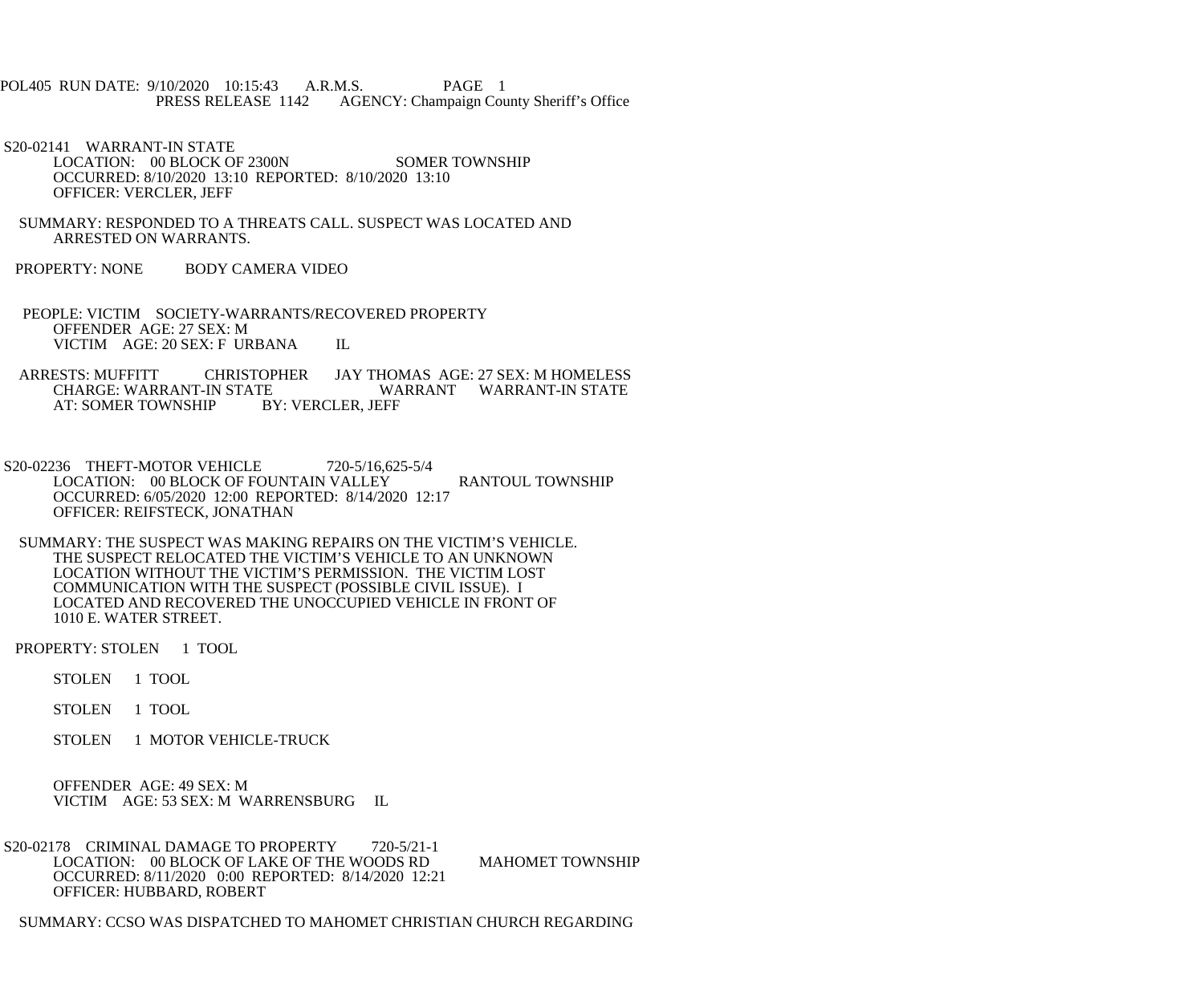POL405 RUN DATE: 9/10/2020 10:15:43 A.R.M.S. PAGE 1
PRESS RELEASE 1142 AGENCY: Champaign County Sheriff's Office

S20-02141 WARRANT-IN STATE
LOCATION: 00 BLOCK OF 2300N SOMER TOWNSHIP
OCCURRED: 8/10/2020 13:10 REPORTED: 8/10/2020 13:10
OFFICER: VERCLER, JEFF

SUMMARY: RESPONDED TO A THREATS CALL. SUSPECT WAS LOCATED AND ARRESTED ON WARRANTS.

PROPERTY: NONE BODY CAMERA VIDEO

PEOPLE: VICTIM SOCIETY-WARRANTS/RECOVERED PROPERTY
OFFENDER AGE: 27 SEX: M
VICTIM AGE: 20 SEX: F URBANA IL

ARRESTS: MUFFITT CHRISTOPHER JAY THOMAS AGE: 27 SEX: M HOMELESS
CHARGE: WARRANT-IN STATE WARRANT WARRANT-IN STATE
AT: SOMER TOWNSHIP BY: VERCLER, JEFF

S20-02236 THEFT-MOTOR VEHICLE 720-5/16,625-5/4
LOCATION: 00 BLOCK OF FOUNTAIN VALLEY RANTOUL TOWNSHIP
OCCURRED: 6/05/2020 12:00 REPORTED: 8/14/2020 12:17
OFFICER: REIFSTECK, JONATHAN

SUMMARY: THE SUSPECT WAS MAKING REPAIRS ON THE VICTIM'S VEHICLE. THE SUSPECT RELOCATED THE VICTIM'S VEHICLE TO AN UNKNOWN LOCATION WITHOUT THE VICTIM'S PERMISSION. THE VICTIM LOST COMMUNICATION WITH THE SUSPECT (POSSIBLE CIVIL ISSUE). I LOCATED AND RECOVERED THE UNOCCUPIED VEHICLE IN FRONT OF 1010 E. WATER STREET.

PROPERTY: STOLEN 1 TOOL

STOLEN 1 TOOL

STOLEN 1 TOOL

STOLEN 1 MOTOR VEHICLE-TRUCK

OFFENDER AGE: 49 SEX: M
VICTIM AGE: 53 SEX: M WARRENSBURG IL

S20-02178 CRIMINAL DAMAGE TO PROPERTY 720-5/21-1
LOCATION: 00 BLOCK OF LAKE OF THE WOODS RD MAHOMET TOWNSHIP
OCCURRED: 8/11/2020 0:00 REPORTED: 8/14/2020 12:21
OFFICER: HUBBARD, ROBERT

SUMMARY: CCSO WAS DISPATCHED TO MAHOMET CHRISTIAN CHURCH REGARDING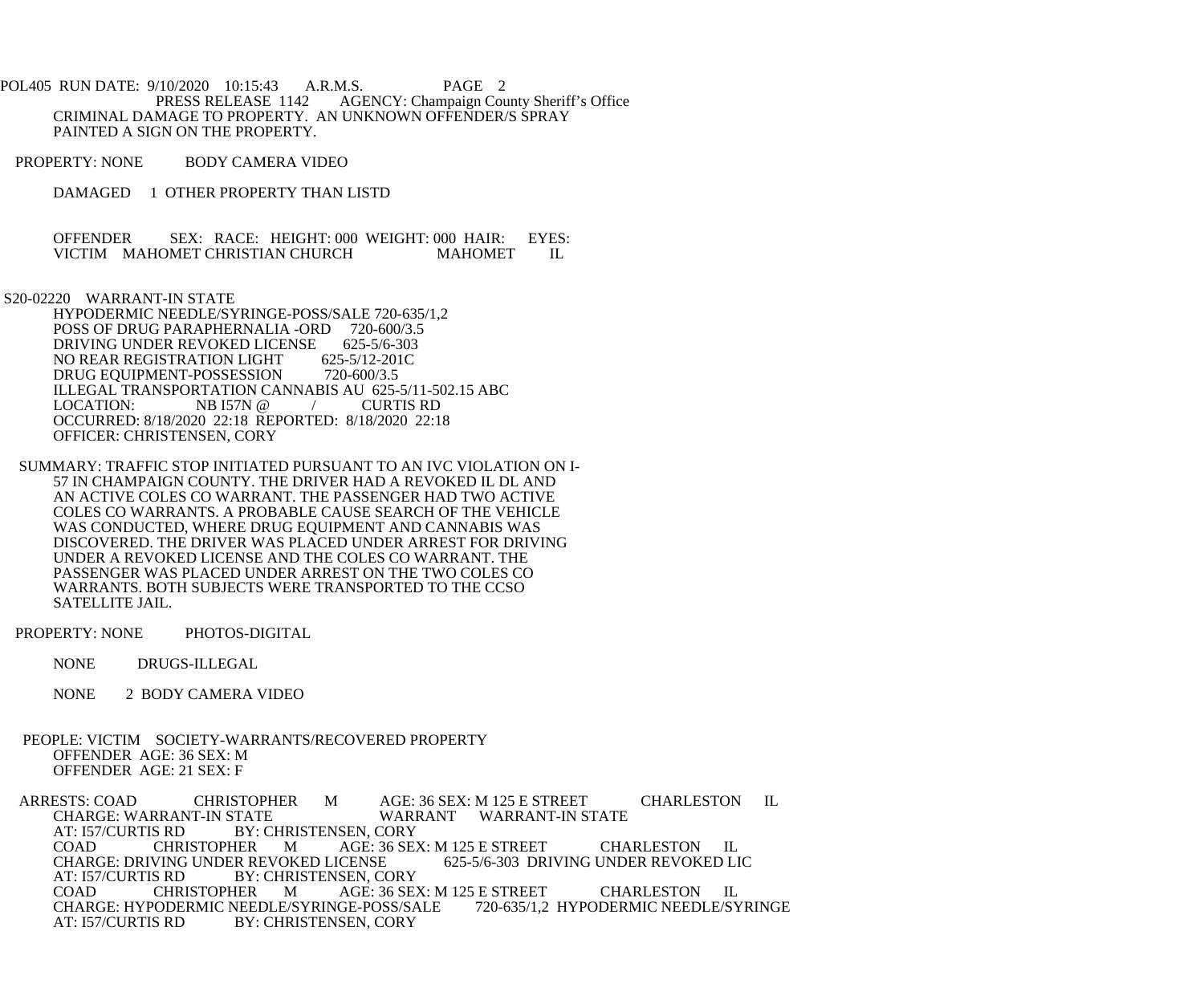PRESS RELEASE 1142 AGENCY: Champaign County Sheriff's Office

CRIMINAL DAMAGE TO PROPERTY. AN UNKNOWN OFFENDER/S SPRAY PAINTED A SIGN ON THE PROPERTY.

PROPERTY: NONE BODY CAMERA VIDEO

DAMAGED 1 OTHER PROPERTY THAN LISTD

OFFENDER SEX: RACE: HEIGHT: 000 WEIGHT: 000 HAIR: EYES:
VICTIM MAHOMET CHRISTIAN CHURCH MAHOMET IL

S20-02220 WARRANT-IN STATE
HYPODERMIC NEEDLE/SYRINGE-POSS/SALE 720-635/1,2
POSS OF DRUG PARAPHERNALIA -ORD 720-600/3.5
DRIVING UNDER REVOKED LICENSE 625-5/6-303
NO REAR REGISTRATION LIGHT 625-5/12-201C
DRUG EQUIPMENT-POSSESSION 720-600/3.5
ILLEGAL TRANSPORTATION CANNABIS AU 625-5/11-502.15 ABC
LOCATION: NB I57N @ / CURTIS RD
OCCURRED: 8/18/2020 22:18 REPORTED: 8/18/2020 22:18
OFFICER: CHRISTENSEN, CORY

SUMMARY: TRAFFIC STOP INITIATED PURSUANT TO AN IVC VIOLATION ON I-57 IN CHAMPAIGN COUNTY. THE DRIVER HAD A REVOKED IL DL AND AN ACTIVE COLES CO WARRANT. THE PASSENGER HAD TWO ACTIVE COLES CO WARRANTS. A PROBABLE CAUSE SEARCH OF THE VEHICLE WAS CONDUCTED, WHERE DRUG EQUIPMENT AND CANNABIS WAS DISCOVERED. THE DRIVER WAS PLACED UNDER ARREST FOR DRIVING UNDER A REVOKED LICENSE AND THE COLES CO WARRANT. THE PASSENGER WAS PLACED UNDER ARREST ON THE TWO COLES CO WARRANTS. BOTH SUBJECTS WERE TRANSPORTED TO THE CCSO SATELLITE JAIL.

PROPERTY: NONE PHOTOS-DIGITAL

NONE DRUGS-ILLEGAL

NONE 2 BODY CAMERA VIDEO

PEOPLE: VICTIM SOCIETY-WARRANTS/RECOVERED PROPERTY
OFFENDER AGE: 36 SEX: M
OFFENDER AGE: 21 SEX: F

ARRESTS: COAD CHRISTOPHER M AGE: 36 SEX: M 125 E STREET CHARLESTON IL
CHARGE: WARRANT-IN STATE WARRANT WARRANT-IN STATE
AT: I57/CURTIS RD BY: CHRISTENSEN, CORY
COAD CHRISTOPHER M AGE: 36 SEX: M 125 E STREET CHARLESTON IL
CHARGE: DRIVING UNDER REVOKED LICENSE 625-5/6-303 DRIVING UNDER REVOKED LIC
AT: I57/CURTIS RD BY: CHRISTENSEN, CORY
COAD CHRISTOPHER M AGE: 36 SEX: M 125 E STREET CHARLESTON IL
CHARGE: HYPODERMIC NEEDLE/SYRINGE-POSS/SALE 720-635/1,2 HYPODERMIC NEEDLE/SYRINGE
AT: I57/CURTIS RD BY: CHRISTENSEN, CORY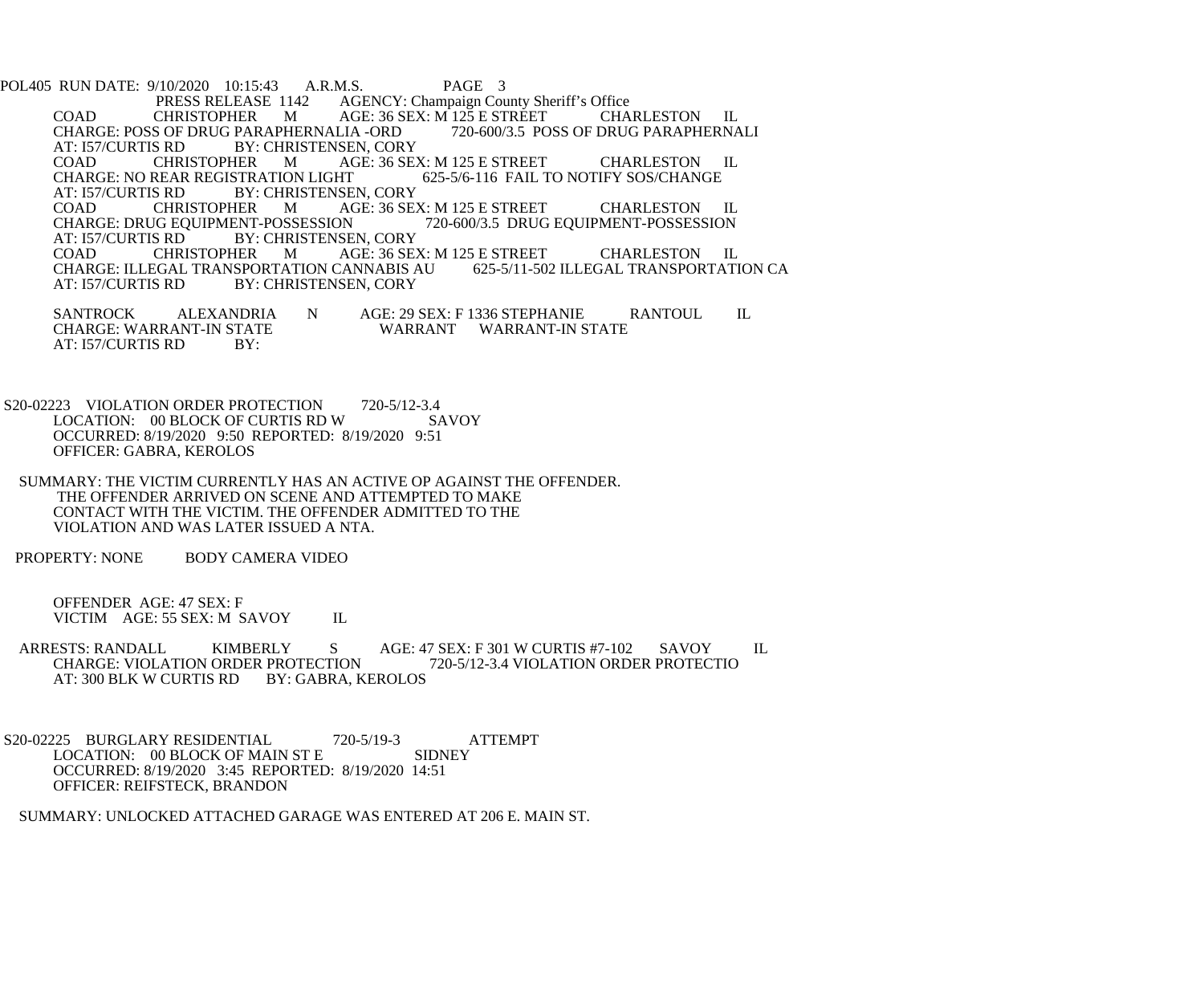COAD CHRISTOPHER M AGE: 36 SEX: M 125 E STREET CHARLESTON IL
CHARGE: POSS OF DRUG PARAPHERNALIA -ORD 720-600/3.5 POSS OF DRUG PARAPHERNALI
AT: I57/CURTIS RD BY: CHRISTENSEN, CORY

COAD CHRISTOPHER M AGE: 36 SEX: M 125 E STREET CHARLESTON IL
CHARGE: NO REAR REGISTRATION LIGHT 625-5/6-116 FAIL TO NOTIFY SOS/CHANGE
AT: I57/CURTIS RD BY: CHRISTENSEN, CORY

COAD CHRISTOPHER M AGE: 36 SEX: M 125 E STREET CHARLESTON IL
CHARGE: DRUG EQUIPMENT-POSSESSION 720-600/3.5 DRUG EQUIPMENT-POSSESSION
AT: I57/CURTIS RD BY: CHRISTENSEN, CORY

COAD CHRISTOPHER M AGE: 36 SEX: M 125 E STREET CHARLESTON IL
CHARGE: ILLEGAL TRANSPORTATION CANNABIS AU 625-5/11-502 ILLEGAL TRANSPORTATION CA
AT: I57/CURTIS RD BY: CHRISTENSEN, CORY

SANTROCK ALEXANDRIA N AGE: 29 SEX: F 1336 STEPHANIE RANTOUL IL
CHARGE: WARRANT-IN STATE WARRANT WARRANT-IN STATE
AT: I57/CURTIS RD BY:

S20-02223 VIOLATION ORDER PROTECTION 720-5/12-3.4
LOCATION: 00 BLOCK OF CURTIS RD W SAVOY
OCCURRED: 8/19/2020 9:50 REPORTED: 8/19/2020 9:51
OFFICER: GABRA, KEROLOS

SUMMARY: THE VICTIM CURRENTLY HAS AN ACTIVE OP AGAINST THE OFFENDER. THE OFFENDER ARRIVED ON SCENE AND ATTEMPTED TO MAKE CONTACT WITH THE VICTIM. THE OFFENDER ADMITTED TO THE VIOLATION AND WAS LATER ISSUED A NTA.

PROPERTY: NONE BODY CAMERA VIDEO

OFFENDER AGE: 47 SEX: F
VICTIM AGE: 55 SEX: M SAVOY IL

ARRESTS: RANDALL KIMBERLY S AGE: 47 SEX: F 301 W CURTIS #7-102 SAVOY IL
CHARGE: VIOLATION ORDER PROTECTION 720-5/12-3.4 VIOLATION ORDER PROTECTIO
AT: 300 BLK W CURTIS RD BY: GABRA, KEROLOS

S20-02225 BURGLARY RESIDENTIAL 720-5/19-3 ATTEMPT
LOCATION: 00 BLOCK OF MAIN ST E SIDNEY
OCCURRED: 8/19/2020 3:45 REPORTED: 8/19/2020 14:51
OFFICER: REIFSTECK, BRANDON

SUMMARY: UNLOCKED ATTACHED GARAGE WAS ENTERED AT 206 E. MAIN ST.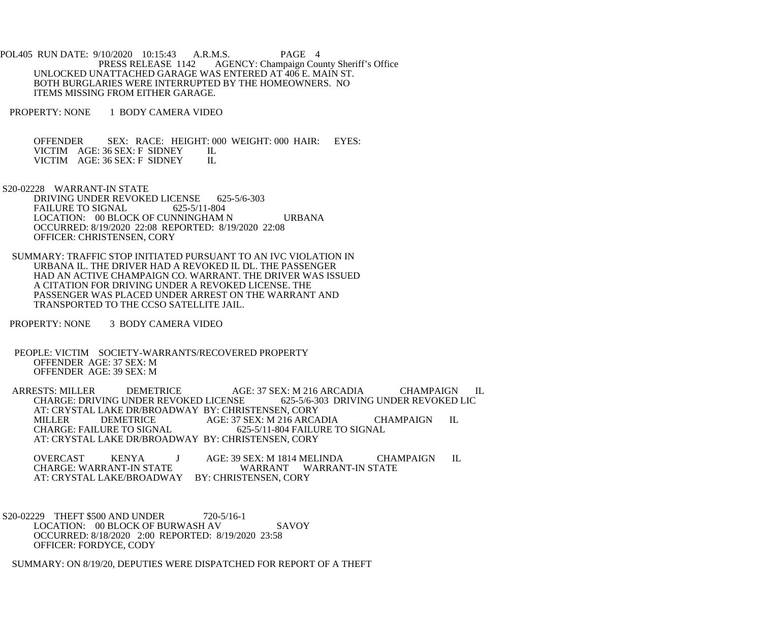UNLOCKED UNATTACHED GARAGE WAS ENTERED AT 406 E. MAIN ST. BOTH BURGLARIES WERE INTERRUPTED BY THE HOMEOWNERS. NO ITEMS MISSING FROM EITHER GARAGE.

PROPERTY: NONE 1 BODY CAMERA VIDEO

OFFENDER SEX: RACE: HEIGHT: 000 WEIGHT: 000 HAIR: EYES:
VICTIM AGE: 36 SEX: F SIDNEY IL
VICTIM AGE: 36 SEX: F SIDNEY IL

S20-02228 WARRANT-IN STATE
DRIVING UNDER REVOKED LICENSE 625-5/6-303
FAILURE TO SIGNAL 625-5/11-804
LOCATION: 00 BLOCK OF CUNNINGHAM N URBANA
OCCURRED: 8/19/2020 22:08 REPORTED: 8/19/2020 22:08
OFFICER: CHRISTENSEN, CORY

SUMMARY: TRAFFIC STOP INITIATED PURSUANT TO AN IVC VIOLATION IN URBANA IL. THE DRIVER HAD A REVOKED IL DL. THE PASSENGER HAD AN ACTIVE CHAMPAIGN CO. WARRANT. THE DRIVER WAS ISSUED A CITATION FOR DRIVING UNDER A REVOKED LICENSE. THE PASSENGER WAS PLACED UNDER ARREST ON THE WARRANT AND TRANSPORTED TO THE CCSO SATELLITE JAIL.

PROPERTY: NONE 3 BODY CAMERA VIDEO

PEOPLE: VICTIM SOCIETY-WARRANTS/RECOVERED PROPERTY
OFFENDER AGE: 37 SEX: M
OFFENDER AGE: 39 SEX: M

ARRESTS: MILLER DEMETRICE AGE: 37 SEX: M 216 ARCADIA CHAMPAIGN IL
CHARGE: DRIVING UNDER REVOKED LICENSE 625-5/6-303 DRIVING UNDER REVOKED LIC
AT: CRYSTAL LAKE DR/BROADWAY BY: CHRISTENSEN, CORY
MILLER DEMETRICE AGE: 37 SEX: M 216 ARCADIA CHAMPAIGN IL
CHARGE: FAILURE TO SIGNAL 625-5/11-804 FAILURE TO SIGNAL
AT: CRYSTAL LAKE DR/BROADWAY BY: CHRISTENSEN, CORY

OVERCAST KENYA J AGE: 39 SEX: M 1814 MELINDA CHAMPAIGN IL
CHARGE: WARRANT-IN STATE WARRANT WARRANT-IN STATE
AT: CRYSTAL LAKE/BROADWAY BY: CHRISTENSEN, CORY

S20-02229 THEFT $500 AND UNDER 720-5/16-1
LOCATION: 00 BLOCK OF BURWASH AV SAVOY
OCCURRED: 8/18/2020 2:00 REPORTED: 8/19/2020 23:58
OFFICER: FORDYCE, CODY

SUMMARY: ON 8/19/20, DEPUTIES WERE DISPATCHED FOR REPORT OF A THEFT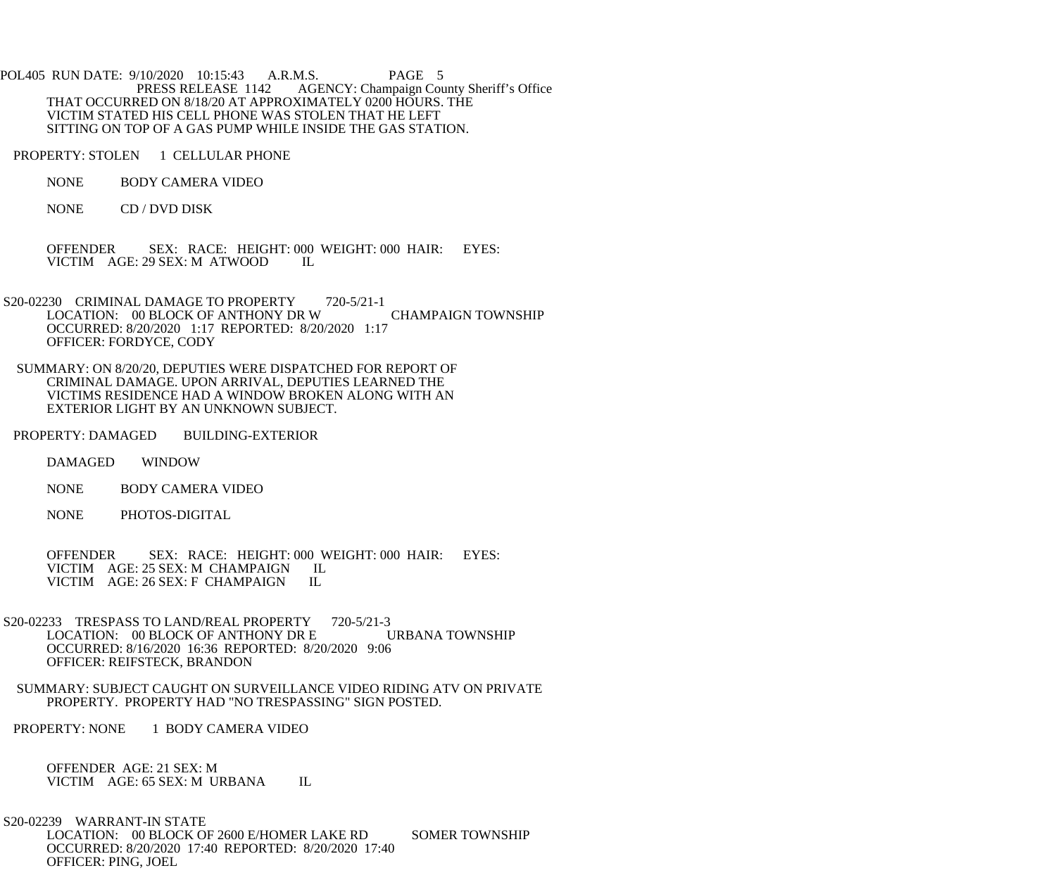THAT OCCURRED ON 8/18/20 AT APPROXIMATELY 0200 HOURS. THE VICTIM STATED HIS CELL PHONE WAS STOLEN THAT HE LEFT SITTING ON TOP OF A GAS PUMP WHILE INSIDE THE GAS STATION.

PROPERTY: STOLEN 1 CELLULAR PHONE

NONE BODY CAMERA VIDEO

NONE CD / DVD DISK

OFFENDER SEX: RACE: HEIGHT: 000 WEIGHT: 000 HAIR: EYES:
VICTIM AGE: 29 SEX: M ATWOOD IL

S20-02230 CRIMINAL DAMAGE TO PROPERTY 720-5/21-1
LOCATION: 00 BLOCK OF ANTHONY DR W CHAMPAIGN TOWNSHIP
OCCURRED: 8/20/2020 1:17 REPORTED: 8/20/2020 1:17
OFFICER: FORDYCE, CODY

SUMMARY: ON 8/20/20, DEPUTIES WERE DISPATCHED FOR REPORT OF CRIMINAL DAMAGE. UPON ARRIVAL, DEPUTIES LEARNED THE VICTIMS RESIDENCE HAD A WINDOW BROKEN ALONG WITH AN EXTERIOR LIGHT BY AN UNKNOWN SUBJECT.

PROPERTY: DAMAGED BUILDING-EXTERIOR

DAMAGED WINDOW

NONE BODY CAMERA VIDEO

NONE PHOTOS-DIGITAL

OFFENDER SEX: RACE: HEIGHT: 000 WEIGHT: 000 HAIR: EYES:
VICTIM AGE: 25 SEX: M CHAMPAIGN IL
VICTIM AGE: 26 SEX: F CHAMPAIGN IL

S20-02233 TRESPASS TO LAND/REAL PROPERTY 720-5/21-3
LOCATION: 00 BLOCK OF ANTHONY DR E URBANA TOWNSHIP
OCCURRED: 8/16/2020 16:36 REPORTED: 8/20/2020 9:06
OFFICER: REIFSTECK, BRANDON

SUMMARY: SUBJECT CAUGHT ON SURVEILLANCE VIDEO RIDING ATV ON PRIVATE PROPERTY. PROPERTY HAD "NO TRESPASSING" SIGN POSTED.

PROPERTY: NONE 1 BODY CAMERA VIDEO

OFFENDER AGE: 21 SEX: M
VICTIM AGE: 65 SEX: M URBANA IL

S20-02239 WARRANT-IN STATE
LOCATION: 00 BLOCK OF 2600 E/HOMER LAKE RD SOMER TOWNSHIP
OCCURRED: 8/20/2020 17:40 REPORTED: 8/20/2020 17:40
OFFICER: PING, JOEL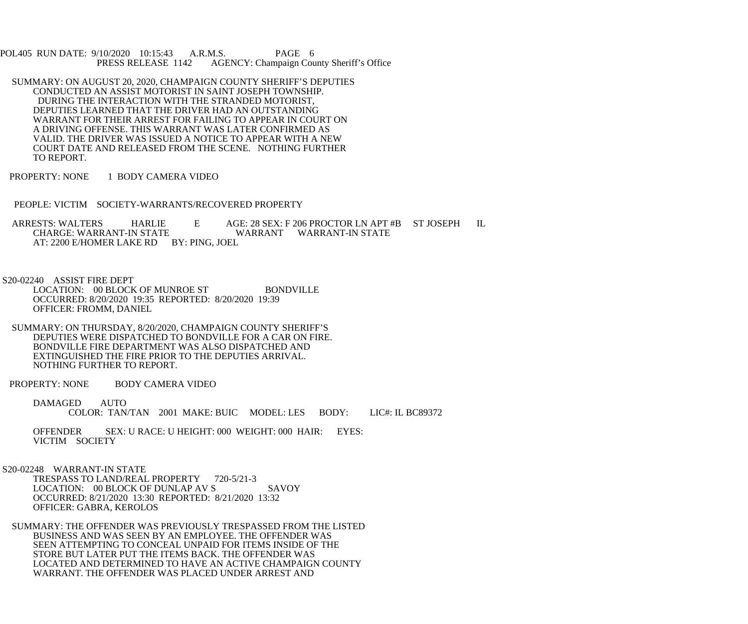SUMMARY: ON AUGUST 20, 2020, CHAMPAIGN COUNTY SHERIFF'S DEPUTIES CONDUCTED AN ASSIST MOTORIST IN SAINT JOSEPH TOWNSHIP. DURING THE INTERACTION WITH THE STRANDED MOTORIST, DEPUTIES LEARNED THAT THE DRIVER HAD AN OUTSTANDING WARRANT FOR THEIR ARREST FOR FAILING TO APPEAR IN COURT ON A DRIVING OFFENSE. THIS WARRANT WAS LATER CONFIRMED AS VALID. THE DRIVER WAS ISSUED A NOTICE TO APPEAR WITH A NEW COURT DATE AND RELEASED FROM THE SCENE. NOTHING FURTHER TO REPORT.

PROPERTY: NONE 1 BODY CAMERA VIDEO

PEOPLE: VICTIM SOCIETY-WARRANTS/RECOVERED PROPERTY

ARRESTS: WALTERS HARLIE E AGE: 28 SEX: F 206 PROCTOR LN APT #B ST JOSEPH IL
CHARGE: WARRANT-IN STATE WARRANT WARRANT-IN STATE
AT: 2200 E/HOMER LAKE RD BY: PING, JOEL

S20-02240 ASSIST FIRE DEPT
LOCATION: 00 BLOCK OF MUNROE ST BONDVILLE
OCCURRED: 8/20/2020 19:35 REPORTED: 8/20/2020 19:39
OFFICER: FROMM, DANIEL

SUMMARY: ON THURSDAY, 8/20/2020, CHAMPAIGN COUNTY SHERIFF'S DEPUTIES WERE DISPATCHED TO BONDVILLE FOR A CAR ON FIRE. BONDVILLE FIRE DEPARTMENT WAS ALSO DISPATCHED AND EXTINGUISHED THE FIRE PRIOR TO THE DEPUTIES ARRIVAL. NOTHING FURTHER TO REPORT.

PROPERTY: NONE BODY CAMERA VIDEO

DAMAGED AUTO
COLOR: TAN/TAN 2001 MAKE: BUIC MODEL: LES BODY: LIC#: IL BC89372

OFFENDER SEX: U RACE: U HEIGHT: 000 WEIGHT: 000 HAIR: EYES:
VICTIM SOCIETY

S20-02248 WARRANT-IN STATE
TRESPASS TO LAND/REAL PROPERTY 720-5/21-3
LOCATION: 00 BLOCK OF DUNLAP AV S SAVOY
OCCURRED: 8/21/2020 13:30 REPORTED: 8/21/2020 13:32
OFFICER: GABRA, KEROLOS

SUMMARY: THE OFFENDER WAS PREVIOUSLY TRESPASSED FROM THE LISTED BUSINESS AND WAS SEEN BY AN EMPLOYEE. THE OFFENDER WAS SEEN ATTEMPTING TO CONCEAL UNPAID FOR ITEMS INSIDE OF THE STORE BUT LATER PUT THE ITEMS BACK. THE OFFENDER WAS LOCATED AND DETERMINED TO HAVE AN ACTIVE CHAMPAIGN COUNTY WARRANT. THE OFFENDER WAS PLACED UNDER ARREST AND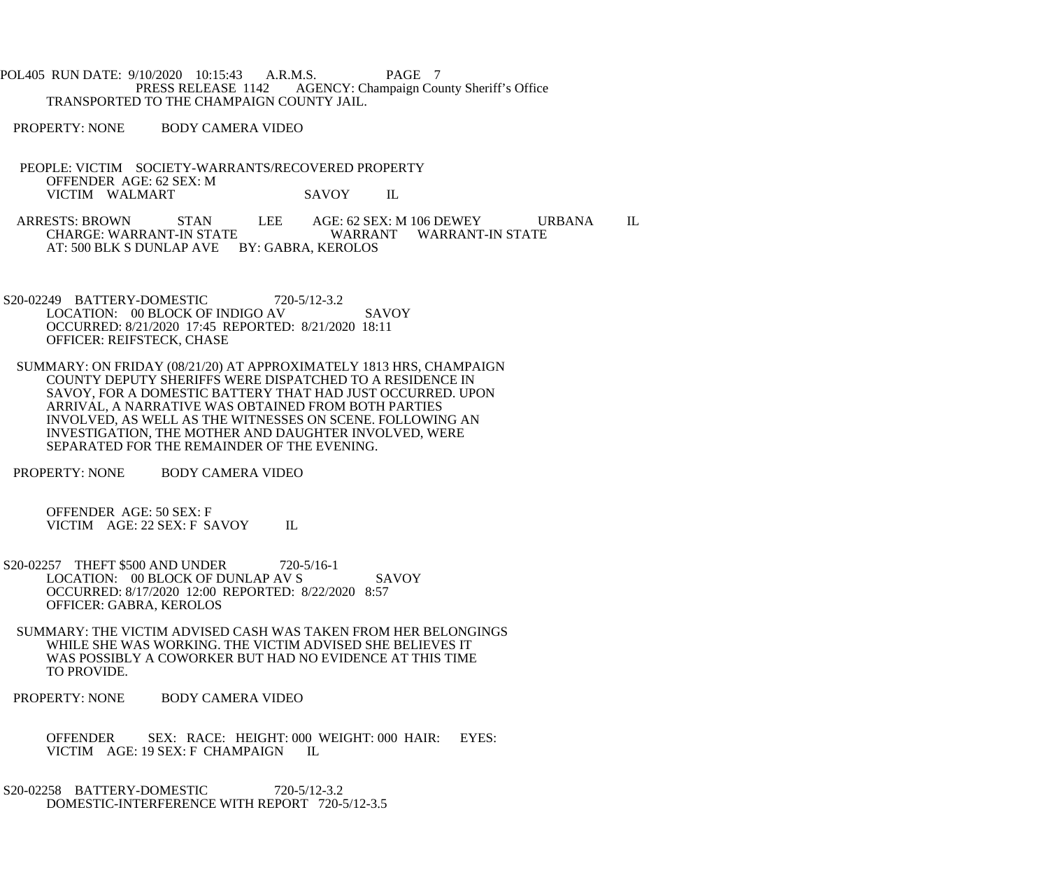TRANSPORTED TO THE CHAMPAIGN COUNTY JAIL.

PROPERTY: NONE BODY CAMERA VIDEO

PEOPLE: VICTIM SOCIETY-WARRANTS/RECOVERED PROPERTY
OFFENDER AGE: 62 SEX: M
VICTIM WALMART SAVOY IL

ARRESTS: BROWN STAN LEE AGE: 62 SEX: M 106 DEWEY URBANA IL
CHARGE: WARRANT-IN STATE WARRANT WARRANT-IN STATE
AT: 500 BLK S DUNLAP AVE BY: GABRA, KEROLOS

S20-02249 BATTERY-DOMESTIC 720-5/12-3.2
LOCATION: 00 BLOCK OF INDIGO AV SAVOY
OCCURRED: 8/21/2020 17:45 REPORTED: 8/21/2020 18:11
OFFICER: REIFSTECK, CHASE

SUMMARY: ON FRIDAY (08/21/20) AT APPROXIMATELY 1813 HRS, CHAMPAIGN COUNTY DEPUTY SHERIFFS WERE DISPATCHED TO A RESIDENCE IN SAVOY, FOR A DOMESTIC BATTERY THAT HAD JUST OCCURRED. UPON ARRIVAL, A NARRATIVE WAS OBTAINED FROM BOTH PARTIES INVOLVED, AS WELL AS THE WITNESSES ON SCENE. FOLLOWING AN INVESTIGATION, THE MOTHER AND DAUGHTER INVOLVED, WERE SEPARATED FOR THE REMAINDER OF THE EVENING.

PROPERTY: NONE BODY CAMERA VIDEO

OFFENDER AGE: 50 SEX: F
VICTIM AGE: 22 SEX: F SAVOY IL

S20-02257 THEFT $500 AND UNDER 720-5/16-1
LOCATION: 00 BLOCK OF DUNLAP AV S SAVOY
OCCURRED: 8/17/2020 12:00 REPORTED: 8/22/2020 8:57
OFFICER: GABRA, KEROLOS

SUMMARY: THE VICTIM ADVISED CASH WAS TAKEN FROM HER BELONGINGS WHILE SHE WAS WORKING. THE VICTIM ADVISED SHE BELIEVES IT WAS POSSIBLY A COWORKER BUT HAD NO EVIDENCE AT THIS TIME TO PROVIDE.

PROPERTY: NONE BODY CAMERA VIDEO

OFFENDER SEX: RACE: HEIGHT: 000 WEIGHT: 000 HAIR: EYES:
VICTIM AGE: 19 SEX: F CHAMPAIGN IL

S20-02258 BATTERY-DOMESTIC 720-5/12-3.2
DOMESTIC-INTERFERENCE WITH REPORT 720-5/12-3.5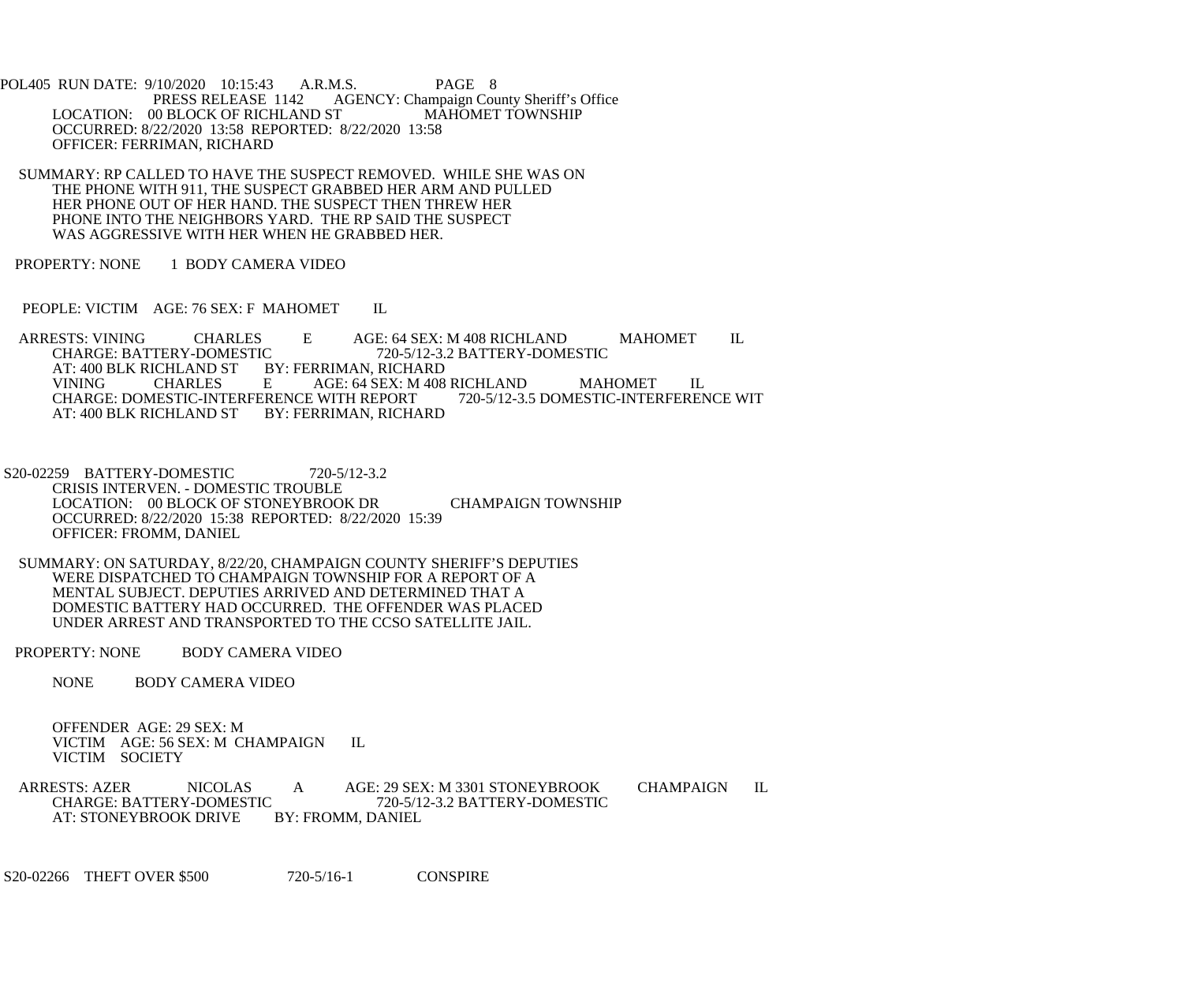PRESS RELEASE 1142 AGENCY: Champaign County Sheriff's Office
LOCATION: 00 BLOCK OF RICHLAND ST MAHOMET TOWNSHIP
OCCURRED: 8/22/2020 13:58 REPORTED: 8/22/2020 13:58
OFFICER: FERRIMAN, RICHARD

SUMMARY: RP CALLED TO HAVE THE SUSPECT REMOVED. WHILE SHE WAS ON THE PHONE WITH 911, THE SUSPECT GRABBED HER ARM AND PULLED HER PHONE OUT OF HER HAND. THE SUSPECT THEN THREW HER PHONE INTO THE NEIGHBORS YARD. THE RP SAID THE SUSPECT WAS AGGRESSIVE WITH HER WHEN HE GRABBED HER.

PROPERTY: NONE 1 BODY CAMERA VIDEO

PEOPLE: VICTIM AGE: 76 SEX: F MAHOMET IL

ARRESTS: VINING CHARLES E AGE: 64 SEX: M 408 RICHLAND MAHOMET IL
CHARGE: BATTERY-DOMESTIC 720-5/12-3.2 BATTERY-DOMESTIC
AT: 400 BLK RICHLAND ST BY: FERRIMAN, RICHARD
VINING CHARLES E AGE: 64 SEX: M 408 RICHLAND MAHOMET IL
CHARGE: DOMESTIC-INTERFERENCE WITH REPORT 720-5/12-3.5 DOMESTIC-INTERFERENCE WIT
AT: 400 BLK RICHLAND ST BY: FERRIMAN, RICHARD

S20-02259 BATTERY-DOMESTIC 720-5/12-3.2
CRISIS INTERVEN. - DOMESTIC TROUBLE
LOCATION: 00 BLOCK OF STONEYBROOK DR CHAMPAIGN TOWNSHIP
OCCURRED: 8/22/2020 15:38 REPORTED: 8/22/2020 15:39
OFFICER: FROMM, DANIEL

SUMMARY: ON SATURDAY, 8/22/20, CHAMPAIGN COUNTY SHERIFF'S DEPUTIES WERE DISPATCHED TO CHAMPAIGN TOWNSHIP FOR A REPORT OF A MENTAL SUBJECT. DEPUTIES ARRIVED AND DETERMINED THAT A DOMESTIC BATTERY HAD OCCURRED. THE OFFENDER WAS PLACED UNDER ARREST AND TRANSPORTED TO THE CCSO SATELLITE JAIL.

PROPERTY: NONE BODY CAMERA VIDEO

NONE BODY CAMERA VIDEO

OFFENDER AGE: 29 SEX: M
VICTIM AGE: 56 SEX: M CHAMPAIGN IL
VICTIM SOCIETY

ARRESTS: AZER NICOLAS A AGE: 29 SEX: M 3301 STONEYBROOK CHAMPAIGN IL
CHARGE: BATTERY-DOMESTIC 720-5/12-3.2 BATTERY-DOMESTIC
AT: STONEYBROOK DRIVE BY: FROMM, DANIEL

S20-02266 THEFT OVER $500 720-5/16-1 CONSPIRE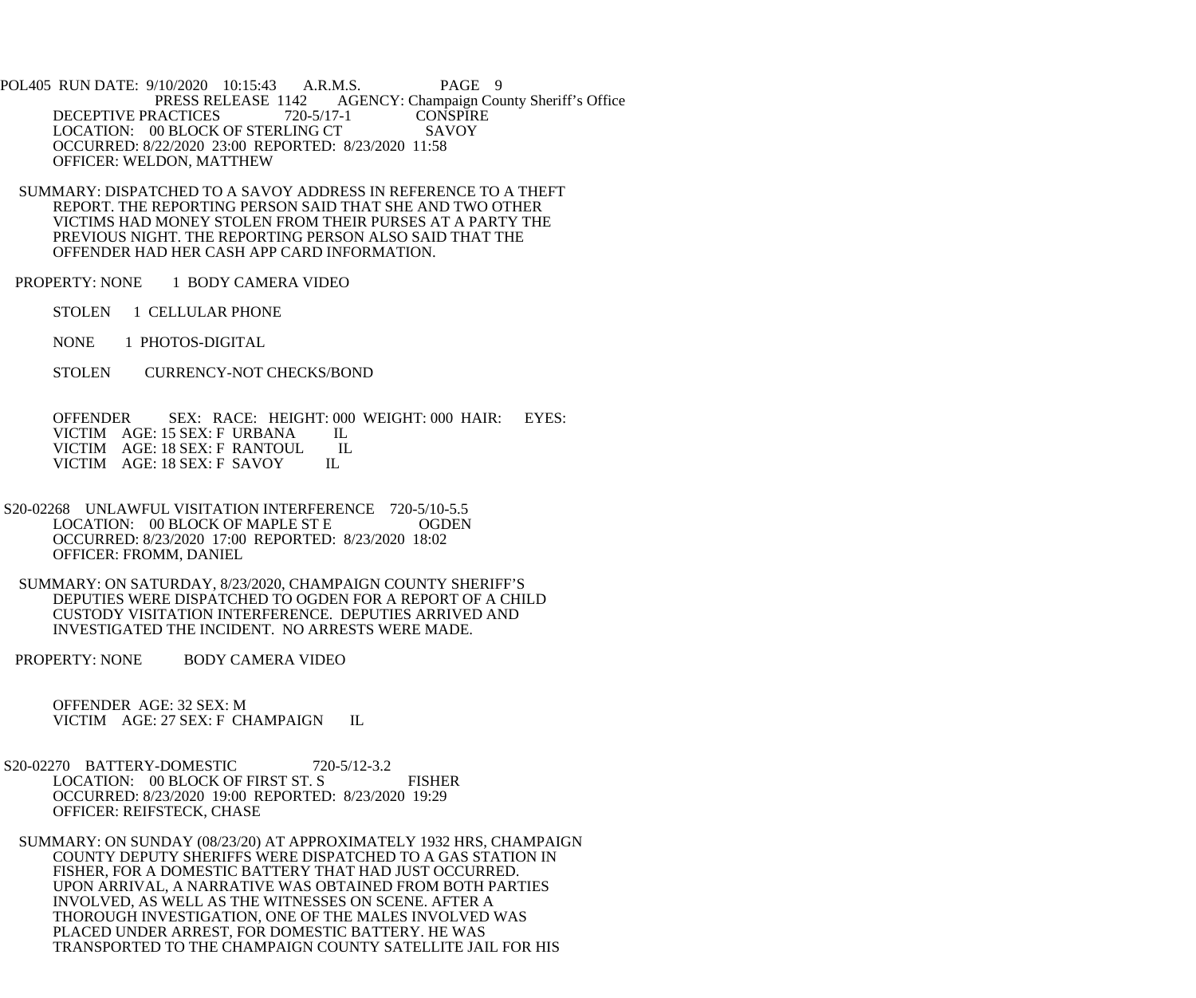PRESS RELEASE 1142 AGENCY: Champaign County Sheriff's Office

DECEPTIVE PRACTICES 720-5/17-1 CONSPIRE
LOCATION: 00 BLOCK OF STERLING CT SAVOY
OCCURRED: 8/22/2020 23:00 REPORTED: 8/23/2020 11:58
OFFICER: WELDON, MATTHEW

SUMMARY: DISPATCHED TO A SAVOY ADDRESS IN REFERENCE TO A THEFT REPORT. THE REPORTING PERSON SAID THAT SHE AND TWO OTHER VICTIMS HAD MONEY STOLEN FROM THEIR PURSES AT A PARTY THE PREVIOUS NIGHT. THE REPORTING PERSON ALSO SAID THAT THE OFFENDER HAD HER CASH APP CARD INFORMATION.

PROPERTY: NONE 1 BODY CAMERA VIDEO

STOLEN 1 CELLULAR PHONE

NONE 1 PHOTOS-DIGITAL

STOLEN CURRENCY-NOT CHECKS/BOND

OFFENDER SEX: RACE: HEIGHT: 000 WEIGHT: 000 HAIR: EYES:
VICTIM AGE: 15 SEX: F URBANA IL
VICTIM AGE: 18 SEX: F RANTOUL IL
VICTIM AGE: 18 SEX: F SAVOY IL

S20-02268 UNLAWFUL VISITATION INTERFERENCE 720-5/10-5.5
LOCATION: 00 BLOCK OF MAPLE ST E OGDEN
OCCURRED: 8/23/2020 17:00 REPORTED: 8/23/2020 18:02
OFFICER: FROMM, DANIEL

SUMMARY: ON SATURDAY, 8/23/2020, CHAMPAIGN COUNTY SHERIFF'S DEPUTIES WERE DISPATCHED TO OGDEN FOR A REPORT OF A CHILD CUSTODY VISITATION INTERFERENCE. DEPUTIES ARRIVED AND INVESTIGATED THE INCIDENT. NO ARRESTS WERE MADE.

PROPERTY: NONE BODY CAMERA VIDEO

OFFENDER AGE: 32 SEX: M
VICTIM AGE: 27 SEX: F CHAMPAIGN IL

S20-02270 BATTERY-DOMESTIC 720-5/12-3.2
LOCATION: 00 BLOCK OF FIRST ST. S FISHER
OCCURRED: 8/23/2020 19:00 REPORTED: 8/23/2020 19:29
OFFICER: REIFSTECK, CHASE

SUMMARY: ON SUNDAY (08/23/20) AT APPROXIMATELY 1932 HRS, CHAMPAIGN COUNTY DEPUTY SHERIFFS WERE DISPATCHED TO A GAS STATION IN FISHER, FOR A DOMESTIC BATTERY THAT HAD JUST OCCURRED. UPON ARRIVAL, A NARRATIVE WAS OBTAINED FROM BOTH PARTIES INVOLVED, AS WELL AS THE WITNESSES ON SCENE. AFTER A THOROUGH INVESTIGATION, ONE OF THE MALES INVOLVED WAS PLACED UNDER ARREST, FOR DOMESTIC BATTERY. HE WAS TRANSPORTED TO THE CHAMPAIGN COUNTY SATELLITE JAIL FOR HIS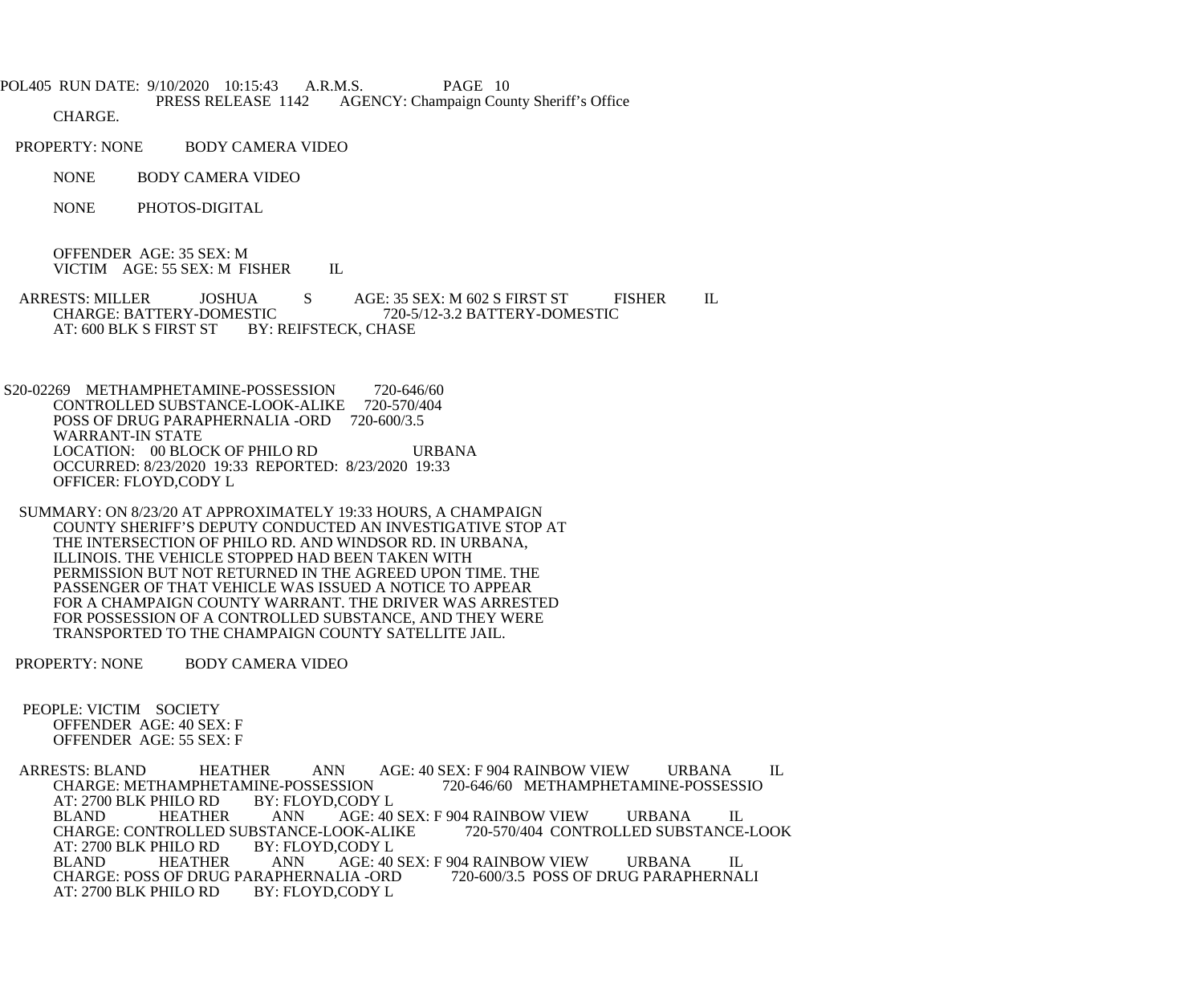CHARGE.

PROPERTY: NONE BODY CAMERA VIDEO

NONE BODY CAMERA VIDEO

NONE PHOTOS-DIGITAL

OFFENDER AGE: 35 SEX: M
VICTIM AGE: 55 SEX: M FISHER IL

ARRESTS: MILLER JOSHUA S AGE: 35 SEX: M 602 S FIRST ST FISHER IL
CHARGE: BATTERY-DOMESTIC 720-5/12-3.2 BATTERY-DOMESTIC
AT: 600 BLK S FIRST ST BY: REIFSTECK, CHASE

S20-02269 METHAMPHETAMINE-POSSESSION 720-646/60
CONTROLLED SUBSTANCE-LOOK-ALIKE 720-570/404
POSS OF DRUG PARAPHERNALIA -ORD 720-600/3.5
WARRANT-IN STATE
LOCATION: 00 BLOCK OF PHILO RD URBANA
OCCURRED: 8/23/2020 19:33 REPORTED: 8/23/2020 19:33
OFFICER: FLOYD,CODY L

SUMMARY: ON 8/23/20 AT APPROXIMATELY 19:33 HOURS, A CHAMPAIGN COUNTY SHERIFF'S DEPUTY CONDUCTED AN INVESTIGATIVE STOP AT THE INTERSECTION OF PHILO RD. AND WINDSOR RD. IN URBANA, ILLINOIS. THE VEHICLE STOPPED HAD BEEN TAKEN WITH PERMISSION BUT NOT RETURNED IN THE AGREED UPON TIME. THE PASSENGER OF THAT VEHICLE WAS ISSUED A NOTICE TO APPEAR FOR A CHAMPAIGN COUNTY WARRANT. THE DRIVER WAS ARRESTED FOR POSSESSION OF A CONTROLLED SUBSTANCE, AND THEY WERE TRANSPORTED TO THE CHAMPAIGN COUNTY SATELLITE JAIL.

PROPERTY: NONE BODY CAMERA VIDEO

PEOPLE: VICTIM SOCIETY
OFFENDER AGE: 40 SEX: F
OFFENDER AGE: 55 SEX: F

ARRESTS: BLAND HEATHER ANN AGE: 40 SEX: F 904 RAINBOW VIEW URBANA IL
CHARGE: METHAMPHETAMINE-POSSESSION 720-646/60 METHAMPHETAMINE-POSSESSIO
AT: 2700 BLK PHILO RD BY: FLOYD,CODY L
BLAND HEATHER ANN AGE: 40 SEX: F 904 RAINBOW VIEW URBANA IL
CHARGE: CONTROLLED SUBSTANCE-LOOK-ALIKE 720-570/404 CONTROLLED SUBSTANCE-LOOK
AT: 2700 BLK PHILO RD BY: FLOYD,CODY L
BLAND HEATHER ANN AGE: 40 SEX: F 904 RAINBOW VIEW URBANA IL
CHARGE: POSS OF DRUG PARAPHERNALIA -ORD 720-600/3.5 POSS OF DRUG PARAPHERNALI
AT: 2700 BLK PHILO RD BY: FLOYD,CODY L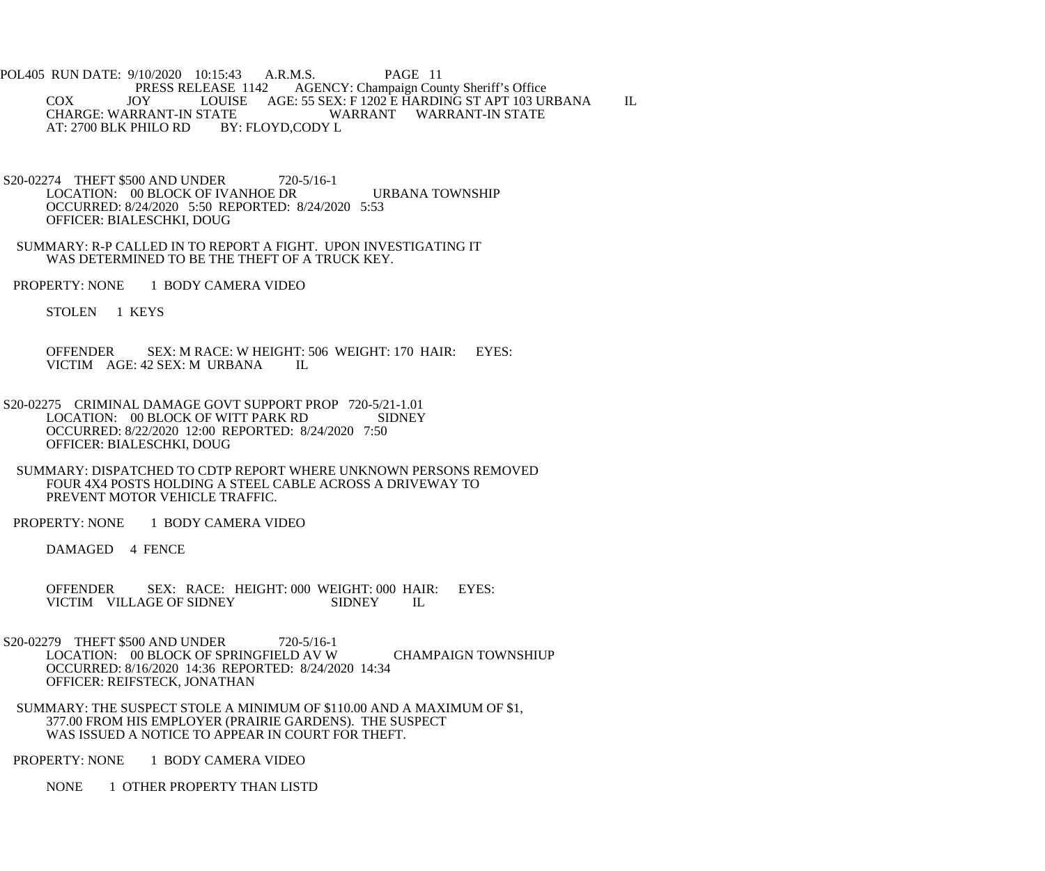COX JOY LOUISE AGE: 55 SEX: F 1202 E HARDING ST APT 103 URBANA IL
CHARGE: WARRANT-IN STATE WARRANT WARRANT-IN STATE
AT: 2700 BLK PHILO RD BY: FLOYD,CODY L

S20-02274 THEFT $500 AND UNDER 720-5/16-1
LOCATION: 00 BLOCK OF IVANHOE DR URBANA TOWNSHIP
OCCURRED: 8/24/2020 5:50 REPORTED: 8/24/2020 5:53
OFFICER: BIALESCHKI, DOUG

SUMMARY: R-P CALLED IN TO REPORT A FIGHT. UPON INVESTIGATING IT WAS DETERMINED TO BE THE THEFT OF A TRUCK KEY.

PROPERTY: NONE 1 BODY CAMERA VIDEO

STOLEN 1 KEYS

OFFENDER SEX: M RACE: W HEIGHT: 506 WEIGHT: 170 HAIR: EYES:
VICTIM AGE: 42 SEX: M URBANA IL

S20-02275 CRIMINAL DAMAGE GOVT SUPPORT PROP 720-5/21-1.01
LOCATION: 00 BLOCK OF WITT PARK RD SIDNEY
OCCURRED: 8/22/2020 12:00 REPORTED: 8/24/2020 7:50
OFFICER: BIALESCHKI, DOUG

SUMMARY: DISPATCHED TO CDTP REPORT WHERE UNKNOWN PERSONS REMOVED FOUR 4X4 POSTS HOLDING A STEEL CABLE ACROSS A DRIVEWAY TO PREVENT MOTOR VEHICLE TRAFFIC.

PROPERTY: NONE 1 BODY CAMERA VIDEO

DAMAGED 4 FENCE

OFFENDER SEX: RACE: HEIGHT: 000 WEIGHT: 000 HAIR: EYES:
VICTIM VILLAGE OF SIDNEY SIDNEY IL

S20-02279 THEFT $500 AND UNDER 720-5/16-1
LOCATION: 00 BLOCK OF SPRINGFIELD AV W CHAMPAIGN TOWNSHIUP
OCCURRED: 8/16/2020 14:36 REPORTED: 8/24/2020 14:34
OFFICER: REIFSTECK, JONATHAN

SUMMARY: THE SUSPECT STOLE A MINIMUM OF $110.00 AND A MAXIMUM OF $1, 377.00 FROM HIS EMPLOYER (PRAIRIE GARDENS). THE SUSPECT WAS ISSUED A NOTICE TO APPEAR IN COURT FOR THEFT.

PROPERTY: NONE 1 BODY CAMERA VIDEO

NONE 1 OTHER PROPERTY THAN LISTD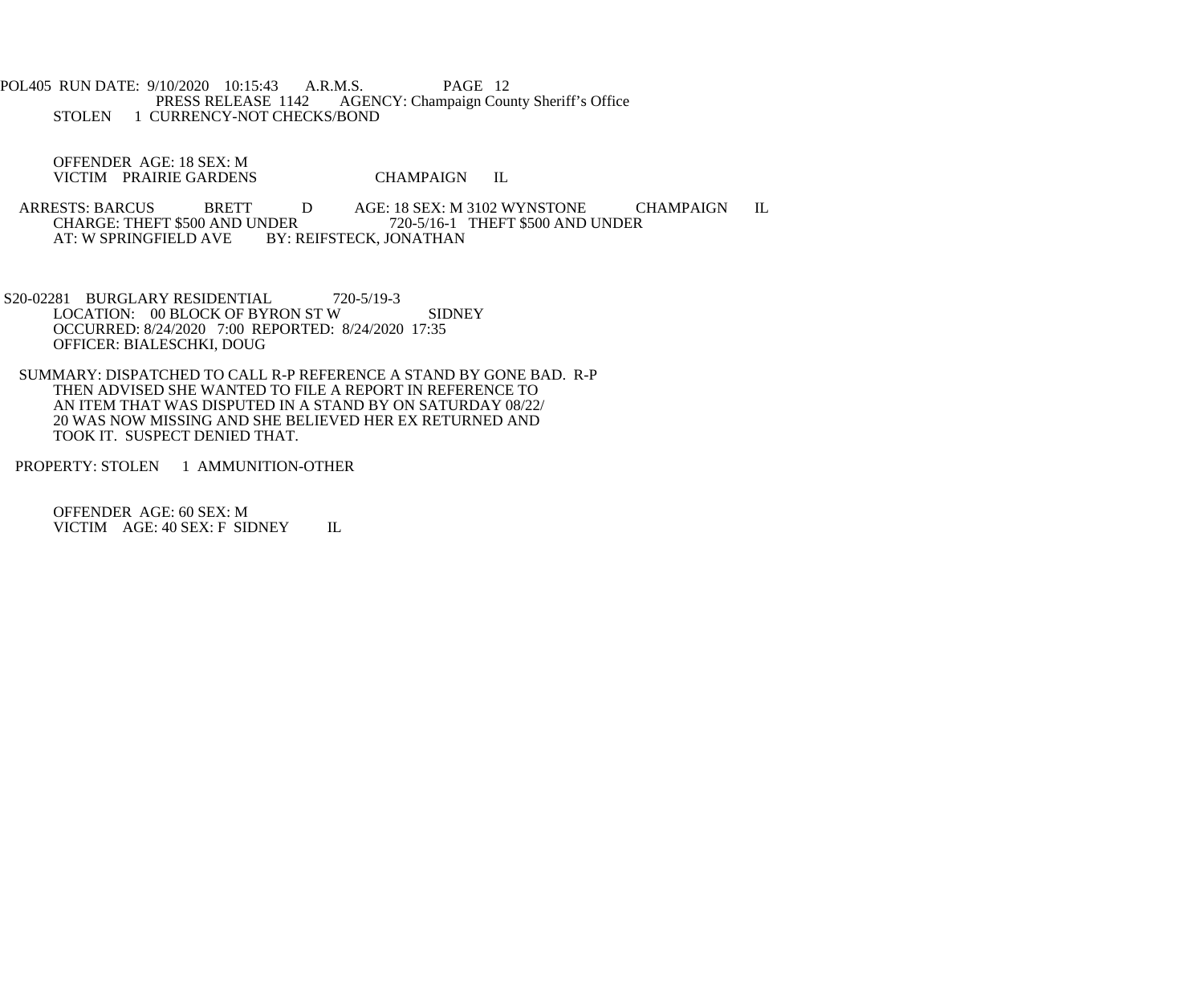POL405 RUN DATE: 9/10/2020 10:15:43 A.R.M.S. PAGE 12
PRESS RELEASE 1142 AGENCY: Champaign County Sheriff's Office

STOLEN 1 CURRENCY-NOT CHECKS/BOND

OFFENDER AGE: 18 SEX: M
VICTIM PRAIRIE GARDENS CHAMPAIGN IL

ARRESTS: BARCUS BRETT D AGE: 18 SEX: M 3102 WYNSTONE CHAMPAIGN IL
CHARGE: THEFT $500 AND UNDER 720-5/16-1 THEFT $500 AND UNDER
AT: W SPRINGFIELD AVE BY: REIFSTECK, JONATHAN

S20-02281 BURGLARY RESIDENTIAL 720-5/19-3
LOCATION: 00 BLOCK OF BYRON ST W SIDNEY
OCCURRED: 8/24/2020 7:00 REPORTED: 8/24/2020 17:35
OFFICER: BIALESCHKI, DOUG

SUMMARY: DISPATCHED TO CALL R-P REFERENCE A STAND BY GONE BAD. R-P THEN ADVISED SHE WANTED TO FILE A REPORT IN REFERENCE TO AN ITEM THAT WAS DISPUTED IN A STAND BY ON SATURDAY 08/22/20 WAS NOW MISSING AND SHE BELIEVED HER EX RETURNED AND TOOK IT. SUSPECT DENIED THAT.

PROPERTY: STOLEN 1 AMMUNITION-OTHER

OFFENDER AGE: 60 SEX: M
VICTIM AGE: 40 SEX: F SIDNEY IL